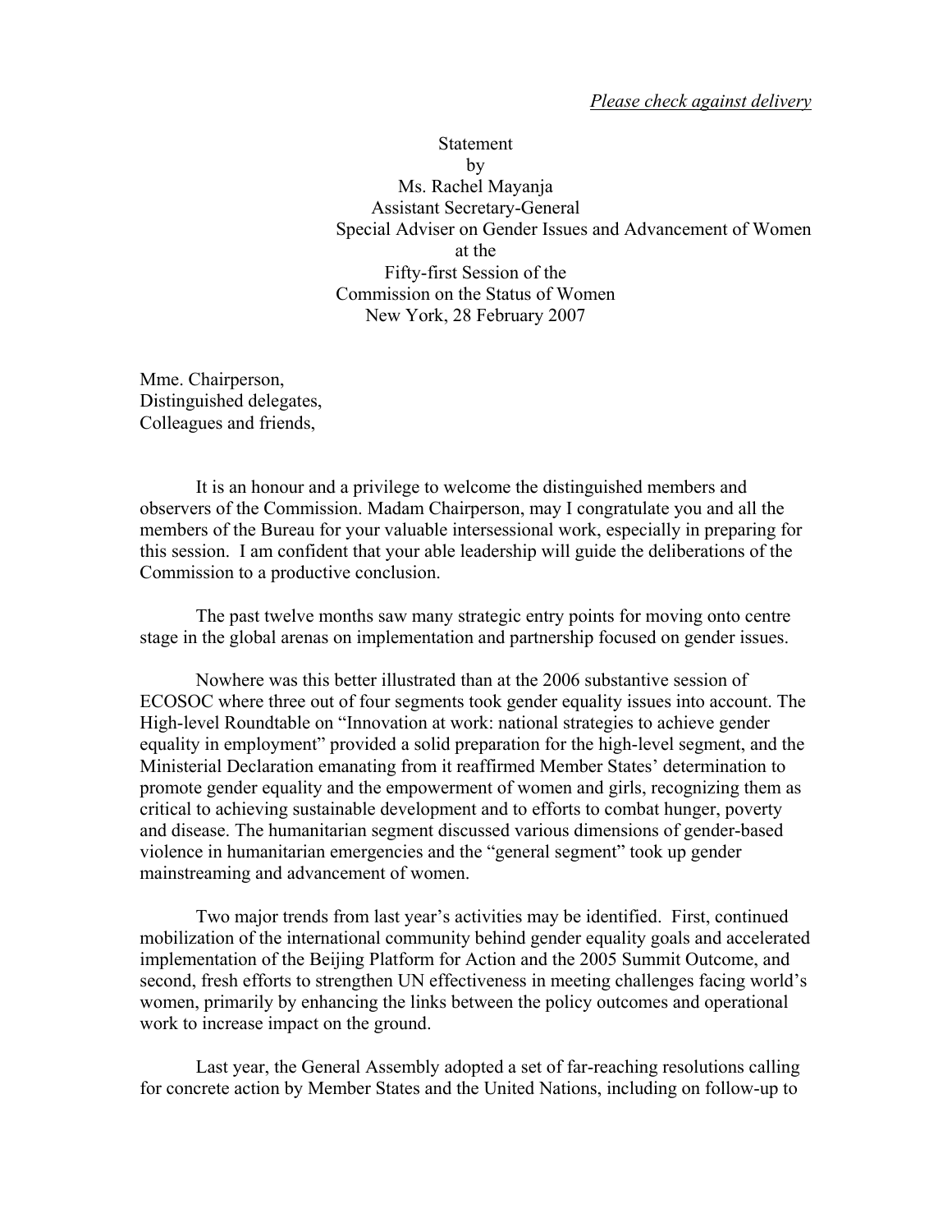*Please check against delivery*

Statement
by
Ms. Rachel Mayanja
Assistant Secretary-General
Special Adviser on Gender Issues and Advancement of Women
at the
Fifty-first Session of the
Commission on the Status of Women
New York, 28 February 2007

Mme. Chairperson,
Distinguished delegates,
Colleagues and friends,

It is an honour and a privilege to welcome the distinguished members and observers of the Commission. Madam Chairperson, may I congratulate you and all the members of the Bureau for your valuable intersessional work, especially in preparing for this session. I am confident that your able leadership will guide the deliberations of the Commission to a productive conclusion.

The past twelve months saw many strategic entry points for moving onto centre stage in the global arenas on implementation and partnership focused on gender issues.

Nowhere was this better illustrated than at the 2006 substantive session of ECOSOC where three out of four segments took gender equality issues into account. The High-level Roundtable on "Innovation at work: national strategies to achieve gender equality in employment" provided a solid preparation for the high-level segment, and the Ministerial Declaration emanating from it reaffirmed Member States' determination to promote gender equality and the empowerment of women and girls, recognizing them as critical to achieving sustainable development and to efforts to combat hunger, poverty and disease. The humanitarian segment discussed various dimensions of gender-based violence in humanitarian emergencies and the "general segment" took up gender mainstreaming and advancement of women.

Two major trends from last year's activities may be identified. First, continued mobilization of the international community behind gender equality goals and accelerated implementation of the Beijing Platform for Action and the 2005 Summit Outcome, and second, fresh efforts to strengthen UN effectiveness in meeting challenges facing world's women, primarily by enhancing the links between the policy outcomes and operational work to increase impact on the ground.

Last year, the General Assembly adopted a set of far-reaching resolutions calling for concrete action by Member States and the United Nations, including on follow-up to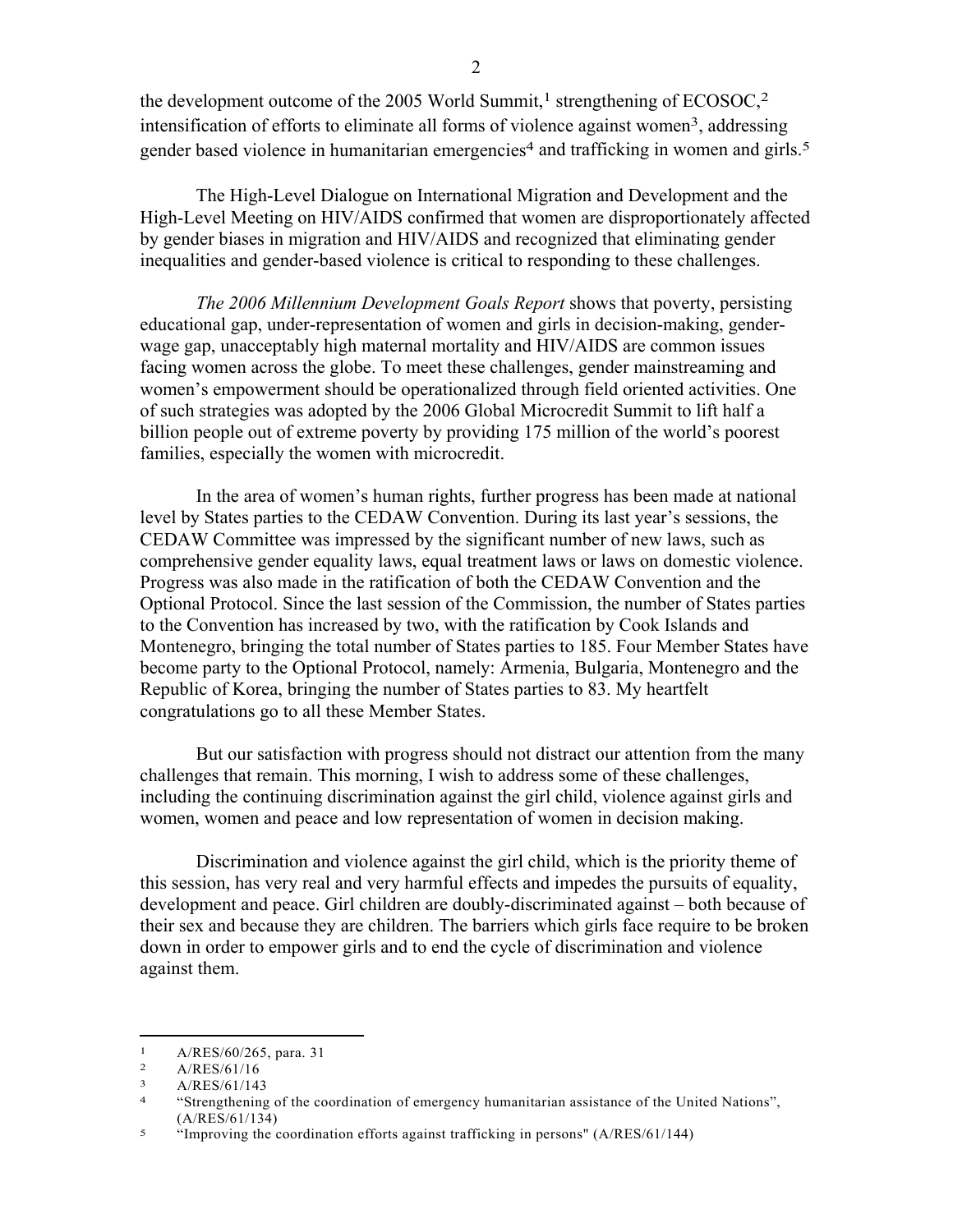the development outcome of the 2005 World Summit,[1] strengthening of ECOSOC,[2] intensification of efforts to eliminate all forms of violence against women[3], addressing gender based violence in humanitarian emergencies[4] and trafficking in women and girls.[5]

The High-Level Dialogue on International Migration and Development and the High-Level Meeting on HIV/AIDS confirmed that women are disproportionately affected by gender biases in migration and HIV/AIDS and recognized that eliminating gender inequalities and gender-based violence is critical to responding to these challenges.

*The 2006 Millennium Development Goals Report* shows that poverty, persisting educational gap, under-representation of women and girls in decision-making, gender-wage gap, unacceptably high maternal mortality and HIV/AIDS are common issues facing women across the globe. To meet these challenges, gender mainstreaming and women's empowerment should be operationalized through field oriented activities. One of such strategies was adopted by the 2006 Global Microcredit Summit to lift half a billion people out of extreme poverty by providing 175 million of the world's poorest families, especially the women with microcredit.

In the area of women's human rights, further progress has been made at national level by States parties to the CEDAW Convention. During its last year's sessions, the CEDAW Committee was impressed by the significant number of new laws, such as comprehensive gender equality laws, equal treatment laws or laws on domestic violence. Progress was also made in the ratification of both the CEDAW Convention and the Optional Protocol. Since the last session of the Commission, the number of States parties to the Convention has increased by two, with the ratification by Cook Islands and Montenegro, bringing the total number of States parties to 185. Four Member States have become party to the Optional Protocol, namely: Armenia, Bulgaria, Montenegro and the Republic of Korea, bringing the number of States parties to 83. My heartfelt congratulations go to all these Member States.

But our satisfaction with progress should not distract our attention from the many challenges that remain. This morning, I wish to address some of these challenges, including the continuing discrimination against the girl child, violence against girls and women, women and peace and low representation of women in decision making.

Discrimination and violence against the girl child, which is the priority theme of this session, has very real and very harmful effects and impedes the pursuits of equality, development and peace. Girl children are doubly-discriminated against – both because of their sex and because they are children. The barriers which girls face require to be broken down in order to empower girls and to end the cycle of discrimination and violence against them.

---

[1] A/RES/60/265, para. 31

[2] A/RES/61/16

[3] A/RES/61/143

[4] "Strengthening of the coordination of emergency humanitarian assistance of the United Nations", (A/RES/61/134)

[5] "Improving the coordination efforts against trafficking in persons" (A/RES/61/144)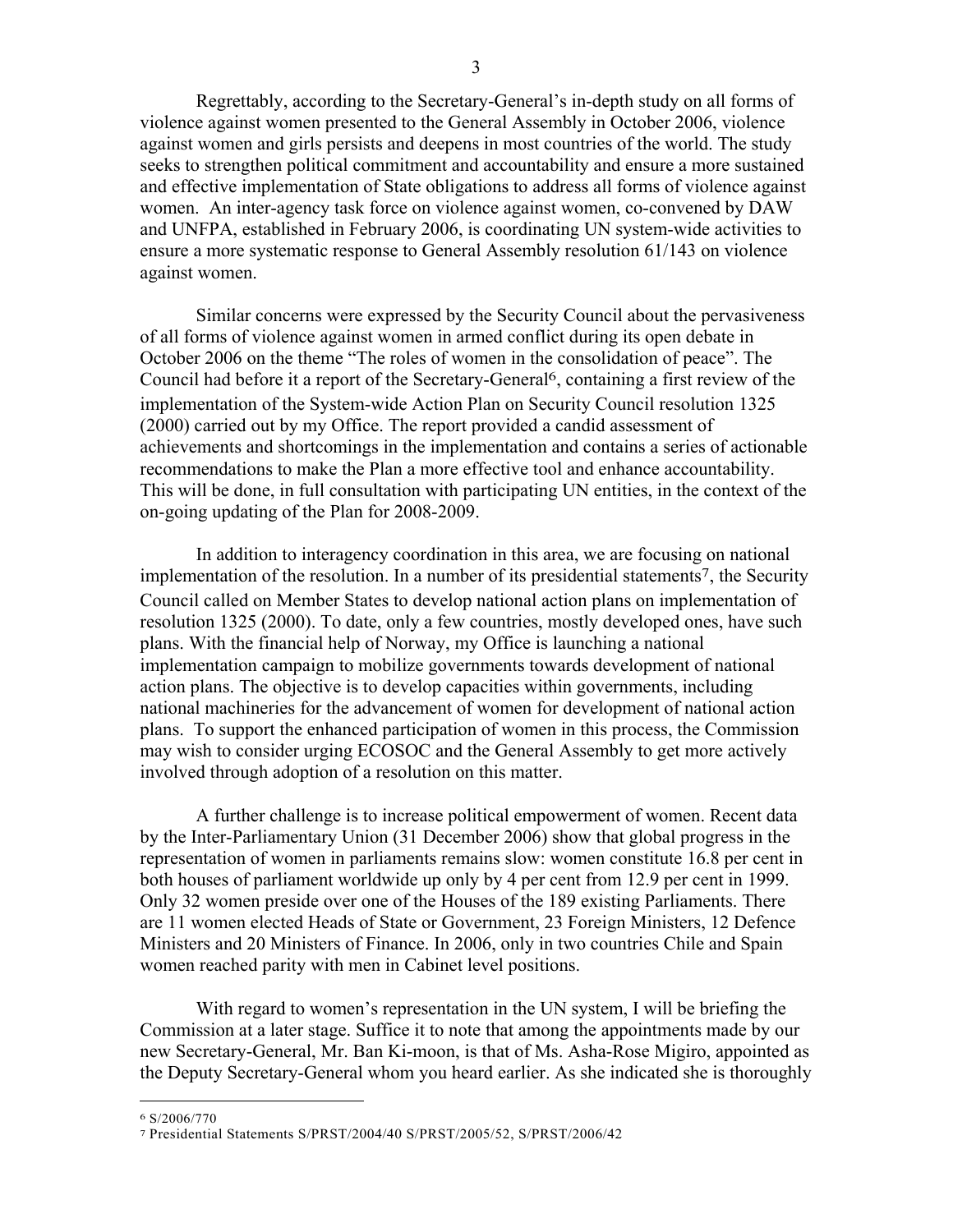Regrettably, according to the Secretary-General's in-depth study on all forms of violence against women presented to the General Assembly in October 2006, violence against women and girls persists and deepens in most countries of the world. The study seeks to strengthen political commitment and accountability and ensure a more sustained and effective implementation of State obligations to address all forms of violence against women. An inter-agency task force on violence against women, co-convened by DAW and UNFPA, established in February 2006, is coordinating UN system-wide activities to ensure a more systematic response to General Assembly resolution 61/143 on violence against women.

Similar concerns were expressed by the Security Council about the pervasiveness of all forms of violence against women in armed conflict during its open debate in October 2006 on the theme "The roles of women in the consolidation of peace". The Council had before it a report of the Secretary-General[6], containing a first review of the implementation of the System-wide Action Plan on Security Council resolution 1325 (2000) carried out by my Office. The report provided a candid assessment of achievements and shortcomings in the implementation and contains a series of actionable recommendations to make the Plan a more effective tool and enhance accountability. This will be done, in full consultation with participating UN entities, in the context of the on-going updating of the Plan for 2008-2009.

In addition to interagency coordination in this area, we are focusing on national implementation of the resolution. In a number of its presidential statements[7], the Security Council called on Member States to develop national action plans on implementation of resolution 1325 (2000). To date, only a few countries, mostly developed ones, have such plans. With the financial help of Norway, my Office is launching a national implementation campaign to mobilize governments towards development of national action plans. The objective is to develop capacities within governments, including national machineries for the advancement of women for development of national action plans. To support the enhanced participation of women in this process, the Commission may wish to consider urging ECOSOC and the General Assembly to get more actively involved through adoption of a resolution on this matter.

A further challenge is to increase political empowerment of women. Recent data by the Inter-Parliamentary Union (31 December 2006) show that global progress in the representation of women in parliaments remains slow: women constitute 16.8 per cent in both houses of parliament worldwide up only by 4 per cent from 12.9 per cent in 1999. Only 32 women preside over one of the Houses of the 189 existing Parliaments. There are 11 women elected Heads of State or Government, 23 Foreign Ministers, 12 Defence Ministers and 20 Ministers of Finance. In 2006, only in two countries Chile and Spain women reached parity with men in Cabinet level positions.

With regard to women's representation in the UN system, I will be briefing the Commission at a later stage. Suffice it to note that among the appointments made by our new Secretary-General, Mr. Ban Ki-moon, is that of Ms. Asha-Rose Migiro, appointed as the Deputy Secretary-General whom you heard earlier. As she indicated she is thoroughly

---

[6] S/2006/770

[7] Presidential Statements S/PRST/2004/40 S/PRST/2005/52, S/PRST/2006/42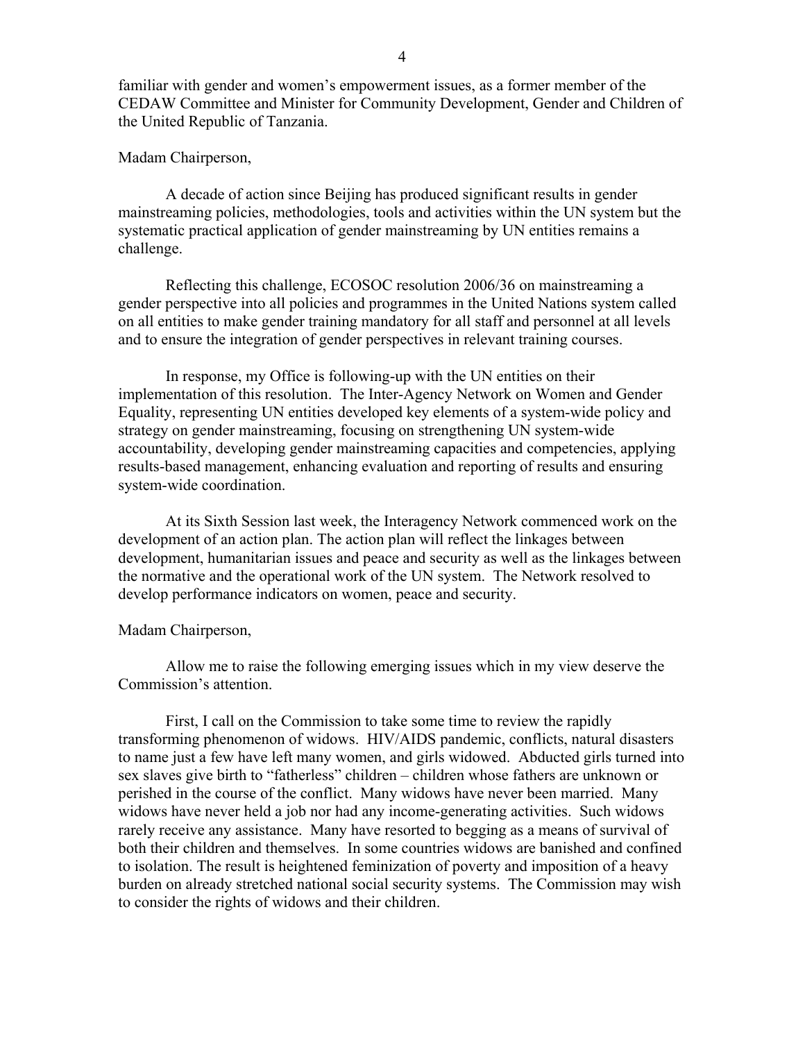familiar with gender and women's empowerment issues, as a former member of the CEDAW Committee and Minister for Community Development, Gender and Children of the United Republic of Tanzania.

Madam Chairperson,

A decade of action since Beijing has produced significant results in gender mainstreaming policies, methodologies, tools and activities within the UN system but the systematic practical application of gender mainstreaming by UN entities remains a challenge.

Reflecting this challenge, ECOSOC resolution 2006/36 on mainstreaming a gender perspective into all policies and programmes in the United Nations system called on all entities to make gender training mandatory for all staff and personnel at all levels and to ensure the integration of gender perspectives in relevant training courses.

In response, my Office is following-up with the UN entities on their implementation of this resolution. The Inter-Agency Network on Women and Gender Equality, representing UN entities developed key elements of a system-wide policy and strategy on gender mainstreaming, focusing on strengthening UN system-wide accountability, developing gender mainstreaming capacities and competencies, applying results-based management, enhancing evaluation and reporting of results and ensuring system-wide coordination.

At its Sixth Session last week, the Interagency Network commenced work on the development of an action plan. The action plan will reflect the linkages between development, humanitarian issues and peace and security as well as the linkages between the normative and the operational work of the UN system. The Network resolved to develop performance indicators on women, peace and security.

Madam Chairperson,

Allow me to raise the following emerging issues which in my view deserve the Commission's attention.

First, I call on the Commission to take some time to review the rapidly transforming phenomenon of widows. HIV/AIDS pandemic, conflicts, natural disasters to name just a few have left many women, and girls widowed. Abducted girls turned into sex slaves give birth to "fatherless" children – children whose fathers are unknown or perished in the course of the conflict. Many widows have never been married. Many widows have never held a job nor had any income-generating activities. Such widows rarely receive any assistance. Many have resorted to begging as a means of survival of both their children and themselves. In some countries widows are banished and confined to isolation. The result is heightened feminization of poverty and imposition of a heavy burden on already stretched national social security systems. The Commission may wish to consider the rights of widows and their children.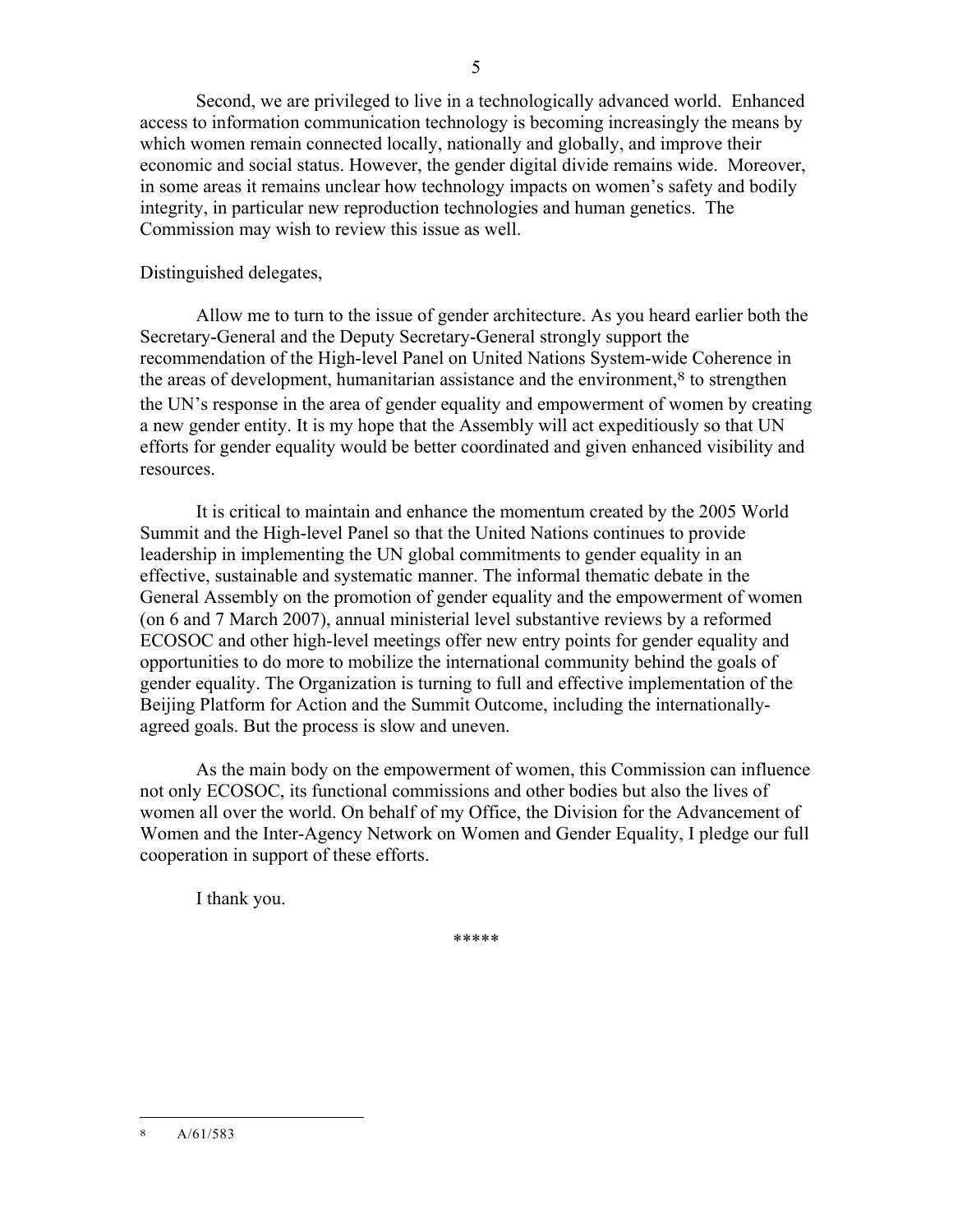Second, we are privileged to live in a technologically advanced world. Enhanced access to information communication technology is becoming increasingly the means by which women remain connected locally, nationally and globally, and improve their economic and social status. However, the gender digital divide remains wide. Moreover, in some areas it remains unclear how technology impacts on women's safety and bodily integrity, in particular new reproduction technologies and human genetics. The Commission may wish to review this issue as well.

Distinguished delegates,

Allow me to turn to the issue of gender architecture. As you heard earlier both the Secretary-General and the Deputy Secretary-General strongly support the recommendation of the High-level Panel on United Nations System-wide Coherence in the areas of development, humanitarian assistance and the environment,[8] to strengthen the UN's response in the area of gender equality and empowerment of women by creating a new gender entity. It is my hope that the Assembly will act expeditiously so that UN efforts for gender equality would be better coordinated and given enhanced visibility and resources.

It is critical to maintain and enhance the momentum created by the 2005 World Summit and the High-level Panel so that the United Nations continues to provide leadership in implementing the UN global commitments to gender equality in an effective, sustainable and systematic manner. The informal thematic debate in the General Assembly on the promotion of gender equality and the empowerment of women (on 6 and 7 March 2007), annual ministerial level substantive reviews by a reformed ECOSOC and other high-level meetings offer new entry points for gender equality and opportunities to do more to mobilize the international community behind the goals of gender equality. The Organization is turning to full and effective implementation of the Beijing Platform for Action and the Summit Outcome, including the internationally-agreed goals. But the process is slow and uneven.

As the main body on the empowerment of women, this Commission can influence not only ECOSOC, its functional commissions and other bodies but also the lives of women all over the world. On behalf of my Office, the Division for the Advancement of Women and the Inter-Agency Network on Women and Gender Equality, I pledge our full cooperation in support of these efforts.

I thank you.

*****

---

[8] A/61/583